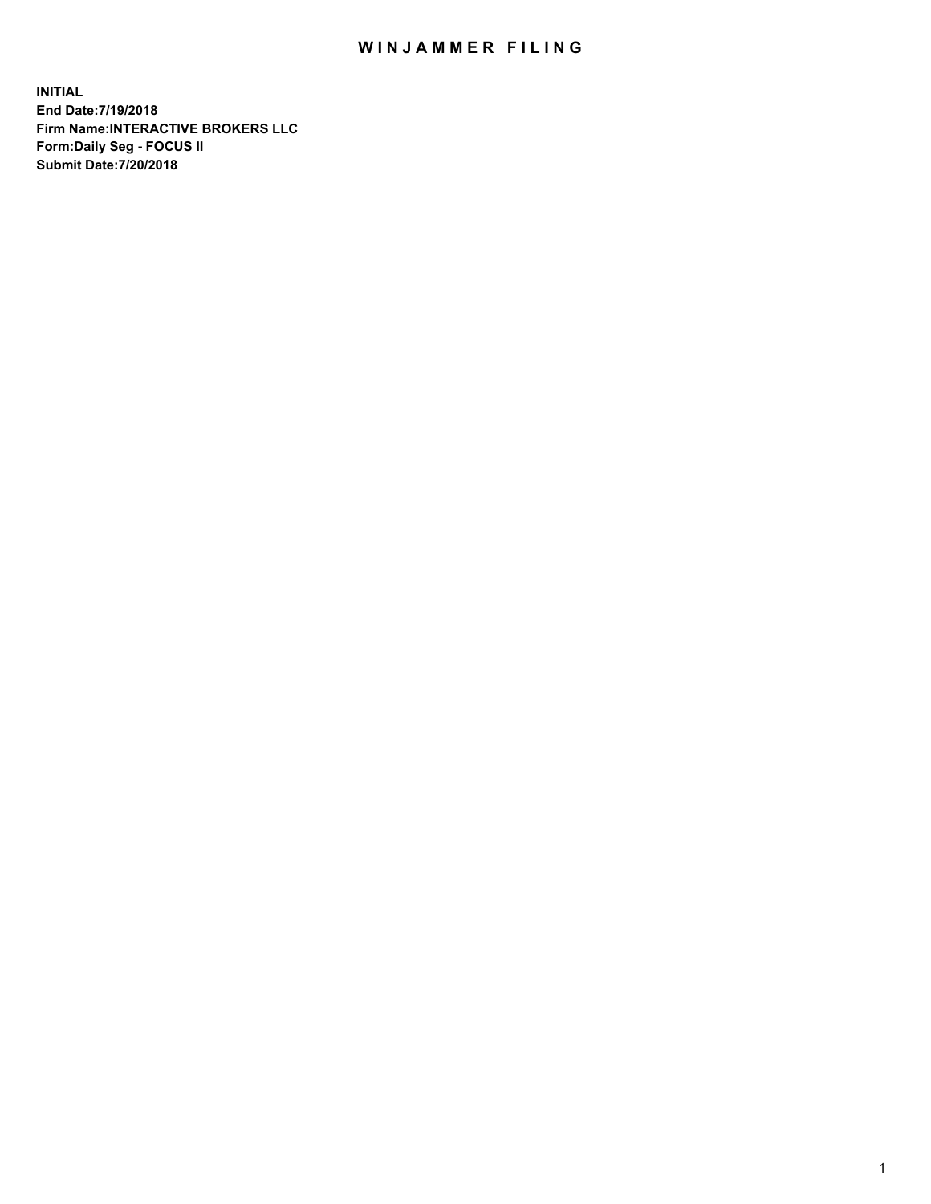# WINJAMMER FILING

**INITIAL**
**End Date:7/19/2018**
**Firm Name:INTERACTIVE BROKERS LLC**
**Form:Daily Seg - FOCUS II**
**Submit Date:7/20/2018**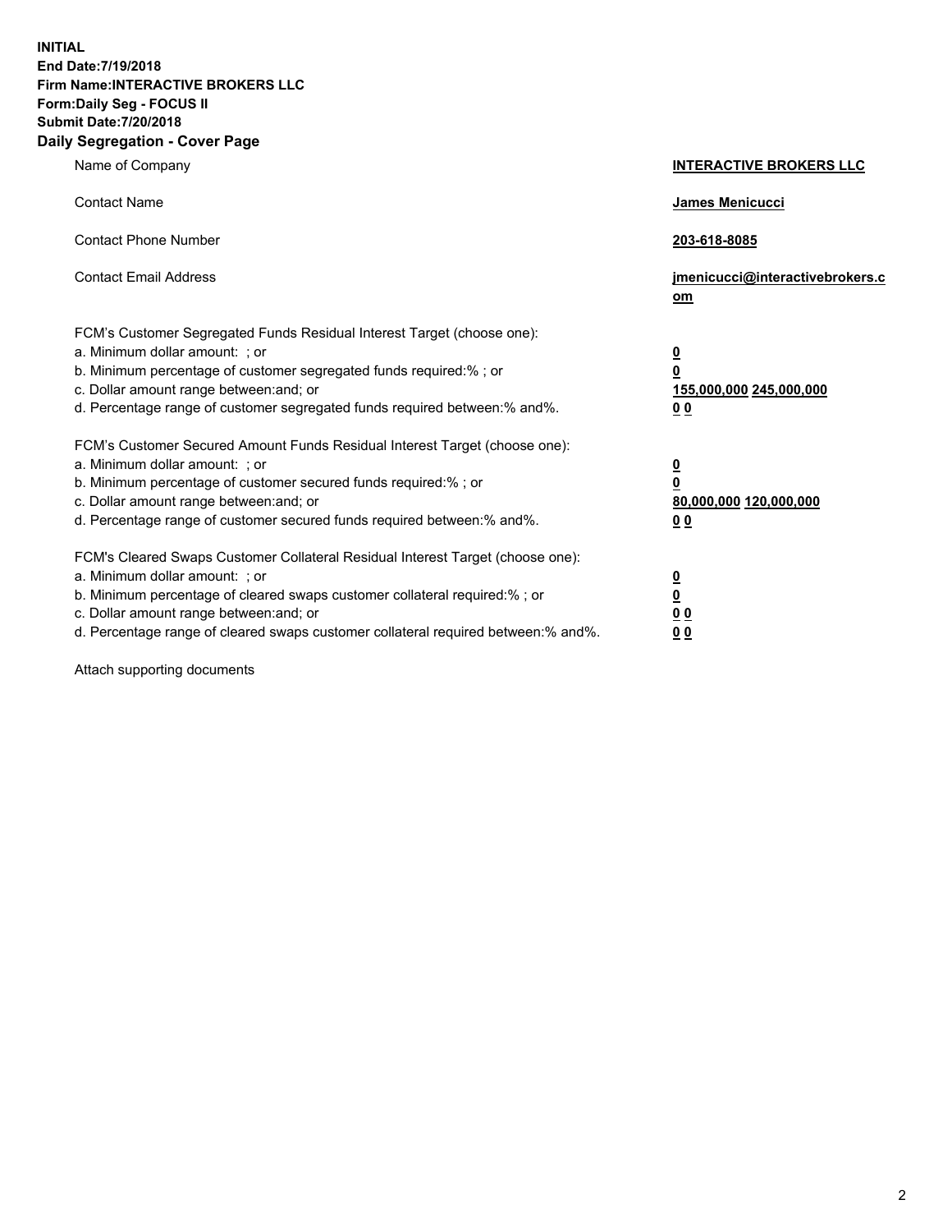**INITIAL**
**End Date:7/19/2018**
**Firm Name:INTERACTIVE BROKERS LLC**
**Form:Daily Seg - FOCUS II**
**Submit Date:7/20/2018**

## Daily Segregation - Cover Page

| | |
|---|---|
| Name of Company | **INTERACTIVE BROKERS LLC** |
| Contact Name | **James Menicucci** |
| Contact Phone Number | **203-618-8085** |
| Contact Email Address | **jmenicucci@interactivebrokers.com** |

FCM's Customer Segregated Funds Residual Interest Target (choose one):

| | |
|---|---|
| a. Minimum dollar amount: ; or | **0** |
| b. Minimum percentage of customer segregated funds required:% ; or | **0** |
| c. Dollar amount range between:and; or | **155,000,000 245,000,000** |
| d. Percentage range of customer segregated funds required between:% and%. | **0 0** |

FCM's Customer Secured Amount Funds Residual Interest Target (choose one):

| | |
|---|---|
| a. Minimum dollar amount: ; or | **0** |
| b. Minimum percentage of customer secured funds required:% ; or | **0** |
| c. Dollar amount range between:and; or | **80,000,000 120,000,000** |
| d. Percentage range of customer secured funds required between:% and%. | **0 0** |

FCM's Cleared Swaps Customer Collateral Residual Interest Target (choose one):

| | |
|---|---|
| a. Minimum dollar amount: ; or | **0** |
| b. Minimum percentage of cleared swaps customer collateral required:% ; or | **0** |
| c. Dollar amount range between:and; or | **0 0** |
| d. Percentage range of cleared swaps customer collateral required between:% and%. | **0 0** |

Attach supporting documents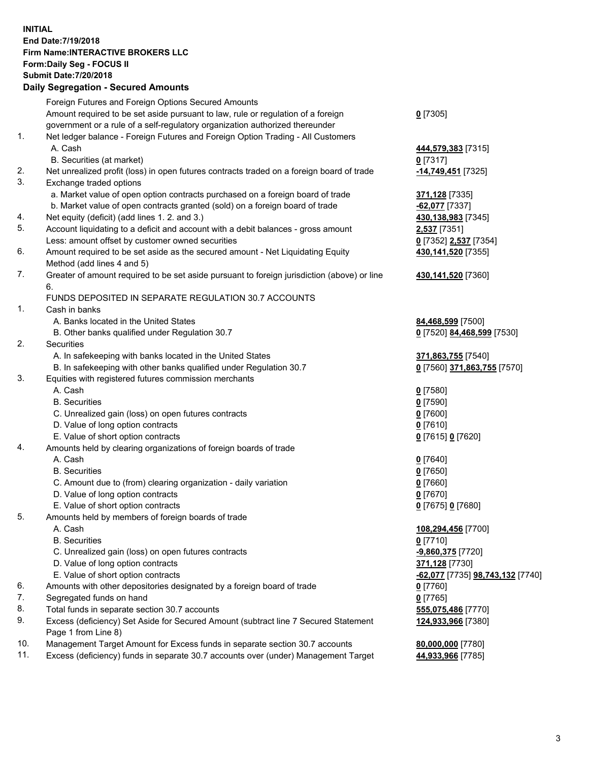**INITIAL**
**End Date:7/19/2018**
**Firm Name:INTERACTIVE BROKERS LLC**
**Form:Daily Seg - FOCUS II**
**Submit Date:7/20/2018**
**Daily Segregation - Secured Amounts**

| | | |
|---|---|---|
| | Foreign Futures and Foreign Options Secured Amounts | |
| | Amount required to be set aside pursuant to law, rule or regulation of a foreign government or a rule of a self-regulatory organization authorized thereunder | **0** [7305] |
| 1. | Net ledger balance - Foreign Futures and Foreign Option Trading - All Customers | |
| | A. Cash | **444,579,383** [7315] |
| | B. Securities (at market) | **0** [7317] |
| 2. | Net unrealized profit (loss) in open futures contracts traded on a foreign board of trade | **-14,749,451** [7325] |
| 3. | Exchange traded options | |
| | a. Market value of open option contracts purchased on a foreign board of trade | **371,128** [7335] |
| | b. Market value of open contracts granted (sold) on a foreign board of trade | **-62,077** [7337] |
| 4. | Net equity (deficit) (add lines 1. 2. and 3.) | **430,138,983** [7345] |
| 5. | Account liquidating to a deficit and account with a debit balances - gross amount | **2,537** [7351] |
| | Less: amount offset by customer owned securities | **0** [7352] **2,537** [7354] |
| 6. | Amount required to be set aside as the secured amount - Net Liquidating Equity Method (add lines 4 and 5) | **430,141,520** [7355] |
| 7. | Greater of amount required to be set aside pursuant to foreign jurisdiction (above) or line 6. | **430,141,520** [7360] |
| | FUNDS DEPOSITED IN SEPARATE REGULATION 30.7 ACCOUNTS | |
| 1. | Cash in banks | |
| | A. Banks located in the United States | **84,468,599** [7500] |
| | B. Other banks qualified under Regulation 30.7 | **0** [7520] **84,468,599** [7530] |
| 2. | Securities | |
| | A. In safekeeping with banks located in the United States | **371,863,755** [7540] |
| | B. In safekeeping with other banks qualified under Regulation 30.7 | **0** [7560] **371,863,755** [7570] |
| 3. | Equities with registered futures commission merchants | |
| | A. Cash | **0** [7580] |
| | B. Securities | **0** [7590] |
| | C. Unrealized gain (loss) on open futures contracts | **0** [7600] |
| | D. Value of long option contracts | **0** [7610] |
| | E. Value of short option contracts | **0** [7615] **0** [7620] |
| 4. | Amounts held by clearing organizations of foreign boards of trade | |
| | A. Cash | **0** [7640] |
| | B. Securities | **0** [7650] |
| | C. Amount due to (from) clearing organization - daily variation | **0** [7660] |
| | D. Value of long option contracts | **0** [7670] |
| | E. Value of short option contracts | **0** [7675] **0** [7680] |
| 5. | Amounts held by members of foreign boards of trade | |
| | A. Cash | **108,294,456** [7700] |
| | B. Securities | **0** [7710] |
| | C. Unrealized gain (loss) on open futures contracts | **-9,860,375** [7720] |
| | D. Value of long option contracts | **371,128** [7730] |
| | E. Value of short option contracts | **-62,077** [7735] **98,743,132** [7740] |
| 6. | Amounts with other depositories designated by a foreign board of trade | **0** [7760] |
| 7. | Segregated funds on hand | **0** [7765] |
| 8. | Total funds in separate section 30.7 accounts | **555,075,486** [7770] |
| 9. | Excess (deficiency) Set Aside for Secured Amount (subtract line 7 Secured Statement Page 1 from Line 8) | **124,933,966** [7380] |
| 10. | Management Target Amount for Excess funds in separate section 30.7 accounts | **80,000,000** [7780] |
| 11. | Excess (deficiency) funds in separate 30.7 accounts over (under) Management Target | **44,933,966** [7785] |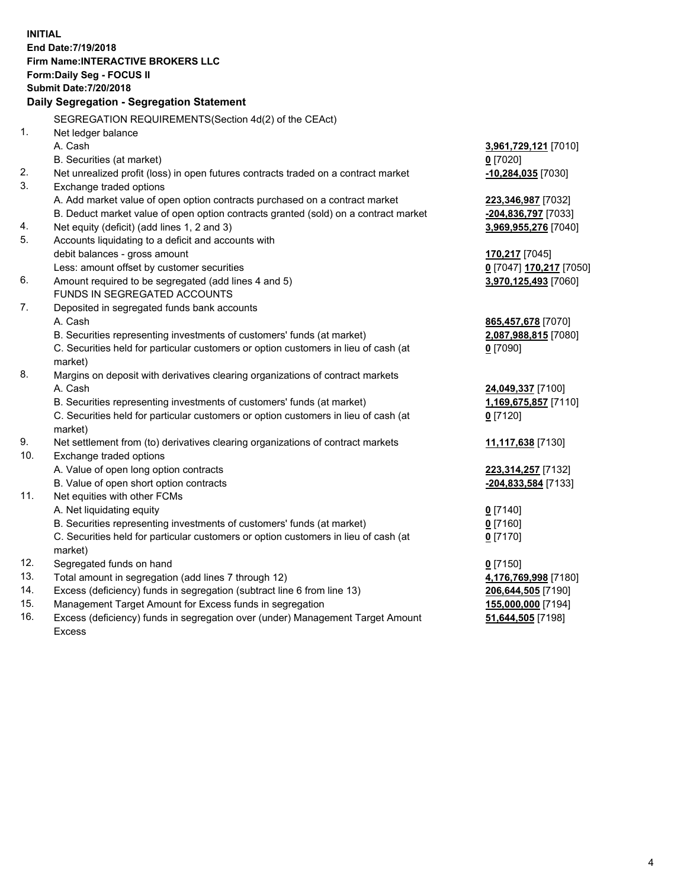**INITIAL**
**End Date:7/19/2018**
**Firm Name:INTERACTIVE BROKERS LLC**
**Form:Daily Seg - FOCUS II**
**Submit Date:7/20/2018**

**Daily Segregation - Segregation Statement**

SEGREGATION REQUIREMENTS(Section 4d(2) of the CEAct)

| | | |
|---|---|---|
| 1. | Net ledger balance | |
| | A. Cash | **3,961,729,121** [7010] |
| | B. Securities (at market) | **0** [7020] |
| 2. | Net unrealized profit (loss) in open futures contracts traded on a contract market | **-10,284,035** [7030] |
| 3. | Exchange traded options | |
| | A. Add market value of open option contracts purchased on a contract market | **223,346,987** [7032] |
| | B. Deduct market value of open option contracts granted (sold) on a contract market | **-204,836,797** [7033] |
| 4. | Net equity (deficit) (add lines 1, 2 and 3) | **3,969,955,276** [7040] |
| 5. | Accounts liquidating to a deficit and accounts with debit balances - gross amount | **170,217** [7045] |
| | Less: amount offset by customer securities | **0** [7047] **170,217** [7050] |
| 6. | Amount required to be segregated (add lines 4 and 5) | **3,970,125,493** [7060] |
| | FUNDS IN SEGREGATED ACCOUNTS | |
| 7. | Deposited in segregated funds bank accounts | |
| | A. Cash | **865,457,678** [7070] |
| | B. Securities representing investments of customers' funds (at market) | **2,087,988,815** [7080] |
| | C. Securities held for particular customers or option customers in lieu of cash (at market) | **0** [7090] |
| 8. | Margins on deposit with derivatives clearing organizations of contract markets | |
| | A. Cash | **24,049,337** [7100] |
| | B. Securities representing investments of customers' funds (at market) | **1,169,675,857** [7110] |
| | C. Securities held for particular customers or option customers in lieu of cash (at market) | **0** [7120] |
| 9. | Net settlement from (to) derivatives clearing organizations of contract markets | **11,117,638** [7130] |
| 10. | Exchange traded options | |
| | A. Value of open long option contracts | **223,314,257** [7132] |
| | B. Value of open short option contracts | **-204,833,584** [7133] |
| 11. | Net equities with other FCMs | |
| | A. Net liquidating equity | **0** [7140] |
| | B. Securities representing investments of customers' funds (at market) | **0** [7160] |
| | C. Securities held for particular customers or option customers in lieu of cash (at market) | **0** [7170] |
| 12. | Segregated funds on hand | **0** [7150] |
| 13. | Total amount in segregation (add lines 7 through 12) | **4,176,769,998** [7180] |
| 14. | Excess (deficiency) funds in segregation (subtract line 6 from line 13) | **206,644,505** [7190] |
| 15. | Management Target Amount for Excess funds in segregation | **155,000,000** [7194] |
| 16. | Excess (deficiency) funds in segregation over (under) Management Target Amount Excess | **51,644,505** [7198] |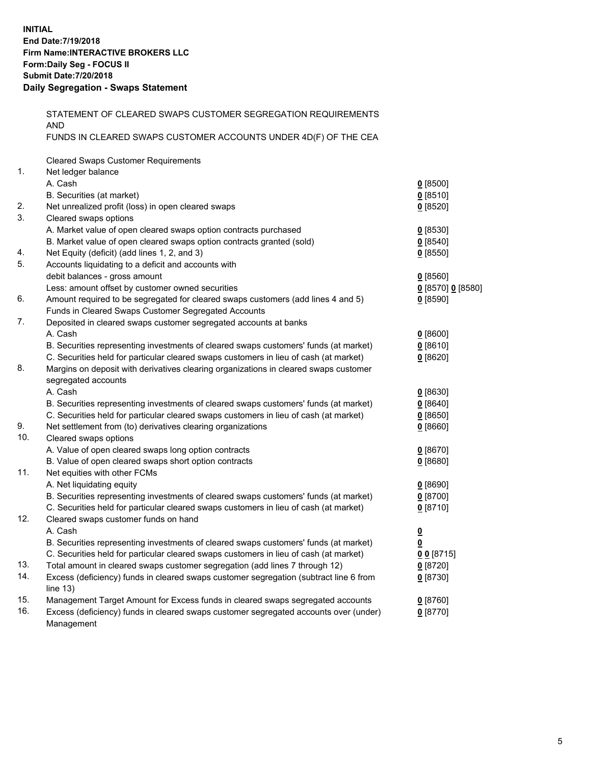**INITIAL**
**End Date:7/19/2018**
**Firm Name:INTERACTIVE BROKERS LLC**
**Form:Daily Seg - FOCUS II**
**Submit Date:7/20/2018**
**Daily Segregation - Swaps Statement**

STATEMENT OF CLEARED SWAPS CUSTOMER SEGREGATION REQUIREMENTS
AND
FUNDS IN CLEARED SWAPS CUSTOMER ACCOUNTS UNDER 4D(F) OF THE CEA

| | | |
|---|---|---|
| | Cleared Swaps Customer Requirements | |
| 1. | Net ledger balance | |
| | A. Cash | 0 [8500] |
| | B. Securities (at market) | 0 [8510] |
| 2. | Net unrealized profit (loss) in open cleared swaps | 0 [8520] |
| 3. | Cleared swaps options | |
| | A. Market value of open cleared swaps option contracts purchased | 0 [8530] |
| | B. Market value of open cleared swaps option contracts granted (sold) | 0 [8540] |
| 4. | Net Equity (deficit) (add lines 1, 2, and 3) | 0 [8550] |
| 5. | Accounts liquidating to a deficit and accounts with | |
| | debit balances - gross amount | 0 [8560] |
| | Less: amount offset by customer owned securities | 0 [8570] 0 [8580] |
| 6. | Amount required to be segregated for cleared swaps customers (add lines 4 and 5) | 0 [8590] |
| | Funds in Cleared Swaps Customer Segregated Accounts | |
| 7. | Deposited in cleared swaps customer segregated accounts at banks | |
| | A. Cash | 0 [8600] |
| | B. Securities representing investments of cleared swaps customers' funds (at market) | 0 [8610] |
| | C. Securities held for particular cleared swaps customers in lieu of cash (at market) | 0 [8620] |
| 8. | Margins on deposit with derivatives clearing organizations in cleared swaps customer segregated accounts | |
| | A. Cash | 0 [8630] |
| | B. Securities representing investments of cleared swaps customers' funds (at market) | 0 [8640] |
| | C. Securities held for particular cleared swaps customers in lieu of cash (at market) | 0 [8650] |
| 9. | Net settlement from (to) derivatives clearing organizations | 0 [8660] |
| 10. | Cleared swaps options | |
| | A. Value of open cleared swaps long option contracts | 0 [8670] |
| | B. Value of open cleared swaps short option contracts | 0 [8680] |
| 11. | Net equities with other FCMs | |
| | A. Net liquidating equity | 0 [8690] |
| | B. Securities representing investments of cleared swaps customers' funds (at market) | 0 [8700] |
| | C. Securities held for particular cleared swaps customers in lieu of cash (at market) | 0 [8710] |
| 12. | Cleared swaps customer funds on hand | |
| | A. Cash | 0 |
| | B. Securities representing investments of cleared swaps customers' funds (at market) | 0 |
| | C. Securities held for particular cleared swaps customers in lieu of cash (at market) | 0 0 [8715] |
| 13. | Total amount in cleared swaps customer segregation (add lines 7 through 12) | 0 [8720] |
| 14. | Excess (deficiency) funds in cleared swaps customer segregation (subtract line 6 from line 13) | 0 [8730] |
| 15. | Management Target Amount for Excess funds in cleared swaps segregated accounts | 0 [8760] |
| 16. | Excess (deficiency) funds in cleared swaps customer segregated accounts over (under) Management | 0 [8770] |